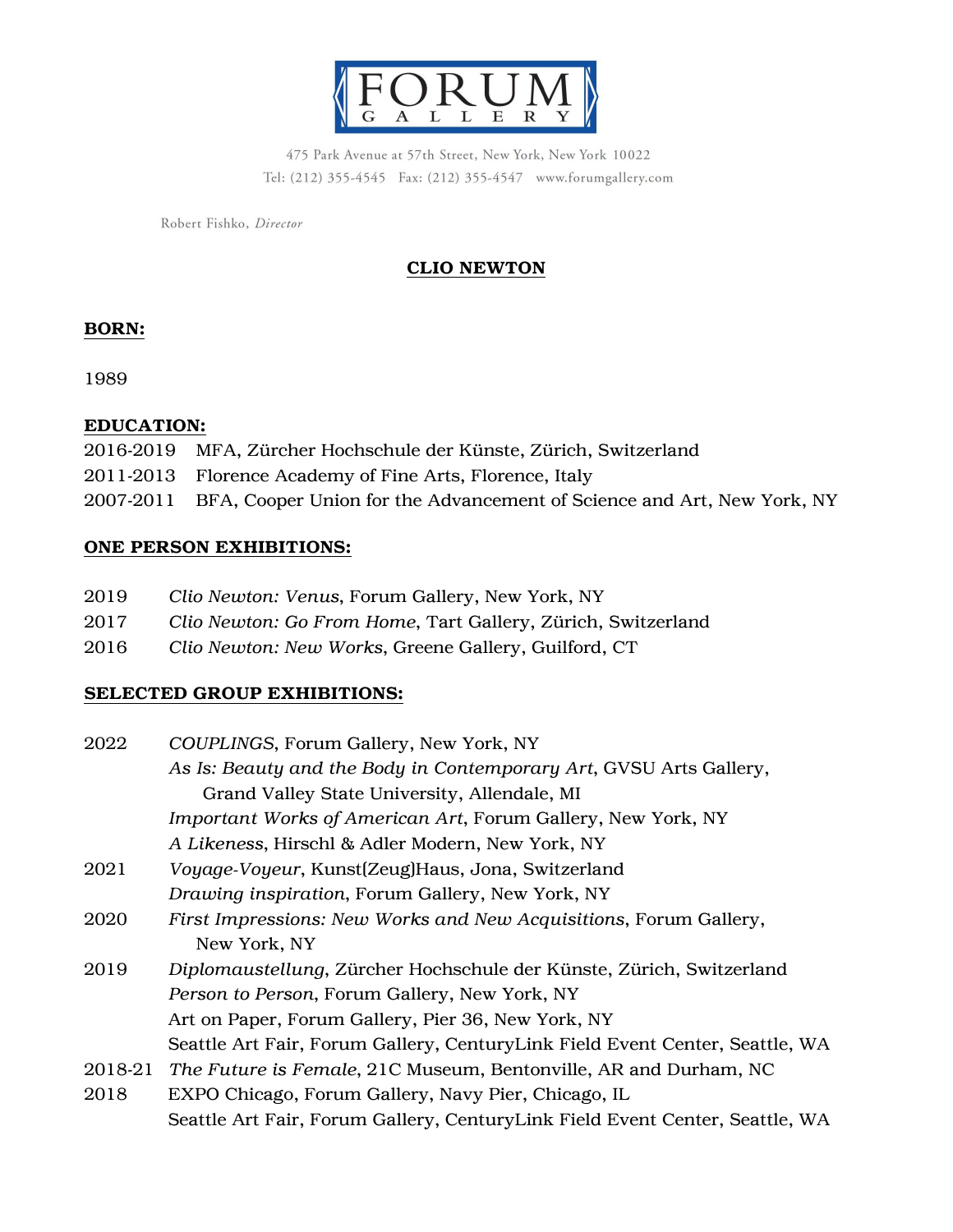FORUM GALLERY

475 Park Avenue at 57th Street, New York, New York 10022
Tel: (212) 355-4545 Fax: (212) 355-4547 www.forumgallery.com

Robert Fishko, *Director*

# CLIO NEWTON

## BORN:

1989

## EDUCATION:

2016-2019 MFA, Zürcher Hochschule der Künste, Zürich, Switzerland
2011-2013 Florence Academy of Fine Arts, Florence, Italy
2007-2011 BFA, Cooper Union for the Advancement of Science and Art, New York, NY

## ONE PERSON EXHIBITIONS:

2019 *Clio Newton: Venus*, Forum Gallery, New York, NY
2017 *Clio Newton: Go From Home*, Tart Gallery, Zürich, Switzerland
2016 *Clio Newton: New Works*, Greene Gallery, Guilford, CT

## SELECTED GROUP EXHIBITIONS:

2022 *COUPLINGS*, Forum Gallery, New York, NY
*As Is: Beauty and the Body in Contemporary Art*, GVSU Arts Gallery, Grand Valley State University, Allendale, MI
*Important Works of American Art*, Forum Gallery, New York, NY
*A Likeness*, Hirschl & Adler Modern, New York, NY

2021 *Voyage-Voyeur*, Kunst(Zeug)Haus, Jona, Switzerland
*Drawing inspiration*, Forum Gallery, New York, NY

2020 *First Impressions: New Works and New Acquisitions*, Forum Gallery, New York, NY

2019 *Diplomaustellung*, Zürcher Hochschule der Künste, Zürich, Switzerland
*Person to Person*, Forum Gallery, New York, NY
Art on Paper, Forum Gallery, Pier 36, New York, NY
Seattle Art Fair, Forum Gallery, CenturyLink Field Event Center, Seattle, WA

2018-21 *The Future is Female*, 21C Museum, Bentonville, AR and Durham, NC

2018 EXPO Chicago, Forum Gallery, Navy Pier, Chicago, IL
Seattle Art Fair, Forum Gallery, CenturyLink Field Event Center, Seattle, WA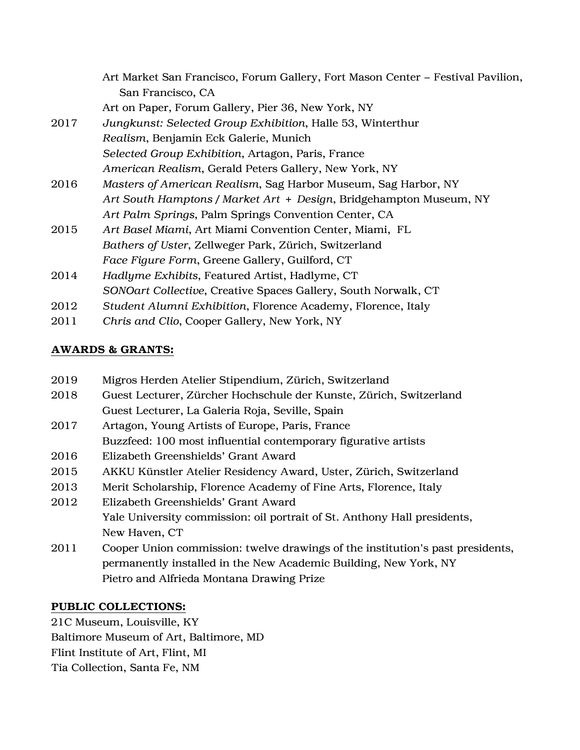Art Market San Francisco, Forum Gallery, Fort Mason Center – Festival Pavilion, San Francisco, CA
Art on Paper, Forum Gallery, Pier 36, New York, NY

2017 *Jungkunst: Selected Group Exhibition*, Halle 53, Winterthur
*Realism*, Benjamin Eck Galerie, Munich
*Selected Group Exhibition*, Artagon, Paris, France
*American Realism*, Gerald Peters Gallery, New York, NY

2016 *Masters of American Realism*, Sag Harbor Museum, Sag Harbor, NY
*Art South Hamptons / Market Art + Design*, Bridgehampton Museum, NY
*Art Palm Springs*, Palm Springs Convention Center, CA

2015 *Art Basel Miami*, Art Miami Convention Center, Miami, FL
*Bathers of Uster*, Zellweger Park, Zürich, Switzerland
*Face Figure Form*, Greene Gallery, Guilford, CT

2014 *Hadlyme Exhibits*, Featured Artist, Hadlyme, CT
*SONOart Collective*, Creative Spaces Gallery, South Norwalk, CT

2012 *Student Alumni Exhibition*, Florence Academy, Florence, Italy

2011 *Chris and Clio*, Cooper Gallery, New York, NY

**AWARDS & GRANTS:**

2019 Migros Herden Atelier Stipendium, Zürich, Switzerland

2018 Guest Lecturer, Zürcher Hochschule der Kunste, Zürich, Switzerland
Guest Lecturer, La Galeria Roja, Seville, Spain

2017 Artagon, Young Artists of Europe, Paris, France
Buzzfeed: 100 most influential contemporary figurative artists

2016 Elizabeth Greenshields' Grant Award

2015 AKKU Künstler Atelier Residency Award, Uster, Zürich, Switzerland

2013 Merit Scholarship, Florence Academy of Fine Arts, Florence, Italy

2012 Elizabeth Greenshields' Grant Award
Yale University commission: oil portrait of St. Anthony Hall presidents, New Haven, CT

2011 Cooper Union commission: twelve drawings of the institution's past presidents, permanently installed in the New Academic Building, New York, NY
Pietro and Alfrieda Montana Drawing Prize

**PUBLIC COLLECTIONS:**

21C Museum, Louisville, KY
Baltimore Museum of Art, Baltimore, MD
Flint Institute of Art, Flint, MI
Tia Collection, Santa Fe, NM